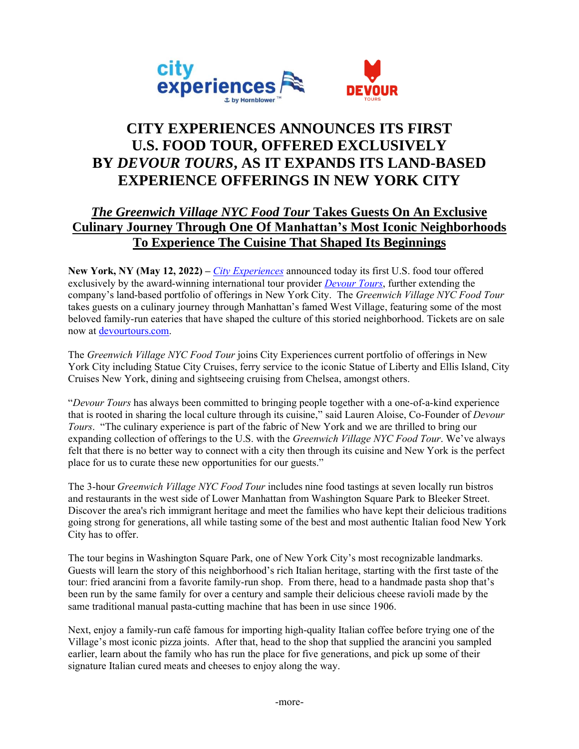# CITY EXPERIENCES ANNOUNCES ITS FIRST U.S. FOOD TOUR, OFFERED EXCLUSIVELY BY *DEVOUR TOURS*, AS IT EXPANDS ITS LAND-BASED EXPERIENCE OFFERINGS IN NEW YORK CITY

## *The Greenwich Village NYC Food Tour* Takes Guests On An Exclusive Culinary Journey Through One Of Manhattan's Most Iconic Neighborhoods To Experience The Cuisine That Shaped Its Beginnings

**New York, NY (May 12, 2022) –** *City Experiences* announced today its first U.S. food tour offered exclusively by the award-winning international tour provider *Devour Tours*, further extending the company's land-based portfolio of offerings in New York City. The *Greenwich Village NYC Food Tour* takes guests on a culinary journey through Manhattan's famed West Village, featuring some of the most beloved family-run eateries that have shaped the culture of this storied neighborhood. Tickets are on sale now at devourtours.com.

The *Greenwich Village NYC Food Tour* joins City Experiences current portfolio of offerings in New York City including Statue City Cruises, ferry service to the iconic Statue of Liberty and Ellis Island, City Cruises New York, dining and sightseeing cruising from Chelsea, amongst others.

"*Devour Tours* has always been committed to bringing people together with a one-of-a-kind experience that is rooted in sharing the local culture through its cuisine," said Lauren Aloise, Co-Founder of *Devour Tours*. "The culinary experience is part of the fabric of New York and we are thrilled to bring our expanding collection of offerings to the U.S. with the *Greenwich Village NYC Food Tour*. We've always felt that there is no better way to connect with a city then through its cuisine and New York is the perfect place for us to curate these new opportunities for our guests."

The 3-hour *Greenwich Village NYC Food Tour* includes nine food tastings at seven locally run bistros and restaurants in the west side of Lower Manhattan from Washington Square Park to Bleeker Street. Discover the area's rich immigrant heritage and meet the families who have kept their delicious traditions going strong for generations, all while tasting some of the best and most authentic Italian food New York City has to offer.

The tour begins in Washington Square Park, one of New York City's most recognizable landmarks. Guests will learn the story of this neighborhood's rich Italian heritage, starting with the first taste of the tour: fried arancini from a favorite family-run shop. From there, head to a handmade pasta shop that's been run by the same family for over a century and sample their delicious cheese ravioli made by the same traditional manual pasta-cutting machine that has been in use since 1906.

Next, enjoy a family-run café famous for importing high-quality Italian coffee before trying one of the Village's most iconic pizza joints. After that, head to the shop that supplied the arancini you sampled earlier, learn about the family who has run the place for five generations, and pick up some of their signature Italian cured meats and cheeses to enjoy along the way.

-more-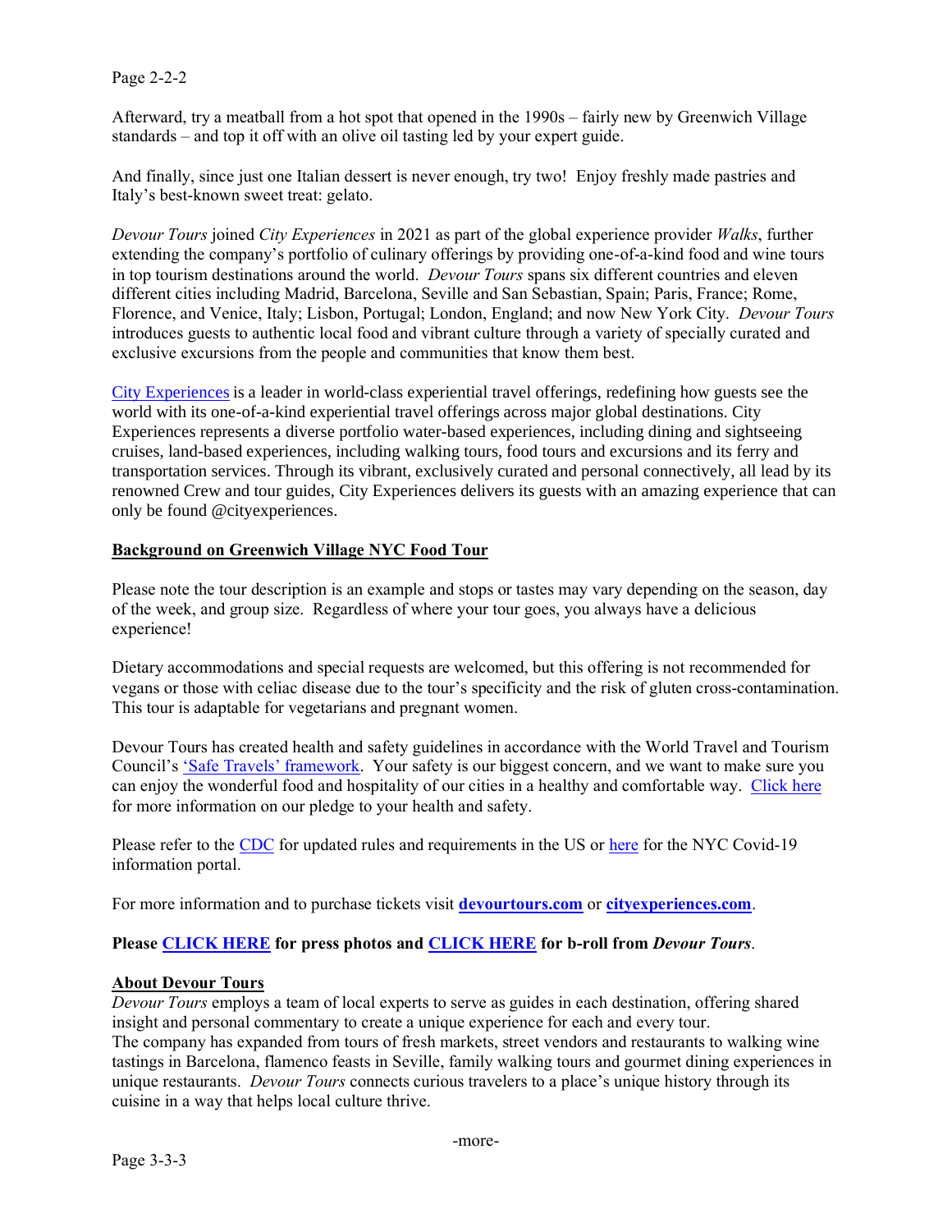Afterward, try a meatball from a hot spot that opened in the 1990s – fairly new by Greenwich Village standards – and top it off with an olive oil tasting led by your expert guide.

And finally, since just one Italian dessert is never enough, try two! Enjoy freshly made pastries and Italy's best-known sweet treat: gelato.

*Devour Tours* joined *City Experiences* in 2021 as part of the global experience provider *Walks*, further extending the company's portfolio of culinary offerings by providing one-of-a-kind food and wine tours in top tourism destinations around the world. *Devour Tours* spans six different countries and eleven different cities including Madrid, Barcelona, Seville and San Sebastian, Spain; Paris, France; Rome, Florence, and Venice, Italy; Lisbon, Portugal; London, England; and now New York City. *Devour Tours* introduces guests to authentic local food and vibrant culture through a variety of specially curated and exclusive excursions from the people and communities that know them best.

City Experiences is a leader in world-class experiential travel offerings, redefining how guests see the world with its one-of-a-kind experiential travel offerings across major global destinations. City Experiences represents a diverse portfolio water-based experiences, including dining and sightseeing cruises, land-based experiences, including walking tours, food tours and excursions and its ferry and transportation services. Through its vibrant, exclusively curated and personal connectively, all lead by its renowned Crew and tour guides, City Experiences delivers its guests with an amazing experience that can only be found @cityexperiences.

**Background on Greenwich Village NYC Food Tour**

Please note the tour description is an example and stops or tastes may vary depending on the season, day of the week, and group size. Regardless of where your tour goes, you always have a delicious experience!

Dietary accommodations and special requests are welcomed, but this offering is not recommended for vegans or those with celiac disease due to the tour's specificity and the risk of gluten cross-contamination. This tour is adaptable for vegetarians and pregnant women.

Devour Tours has created health and safety guidelines in accordance with the World Travel and Tourism Council's 'Safe Travels' framework. Your safety is our biggest concern, and we want to make sure you can enjoy the wonderful food and hospitality of our cities in a healthy and comfortable way. Click here for more information on our pledge to your health and safety.

Please refer to the CDC for updated rules and requirements in the US or here for the NYC Covid-19 information portal.

For more information and to purchase tickets visit **devourtours.com** or **cityexperiences.com**.

**Please CLICK HERE for press photos and CLICK HERE for b-roll from *Devour Tours*.**

**About Devour Tours**

*Devour Tours* employs a team of local experts to serve as guides in each destination, offering shared insight and personal commentary to create a unique experience for each and every tour.
The company has expanded from tours of fresh markets, street vendors and restaurants to walking wine tastings in Barcelona, flamenco feasts in Seville, family walking tours and gourmet dining experiences in unique restaurants. *Devour Tours* connects curious travelers to a place's unique history through its cuisine in a way that helps local culture thrive.

-more-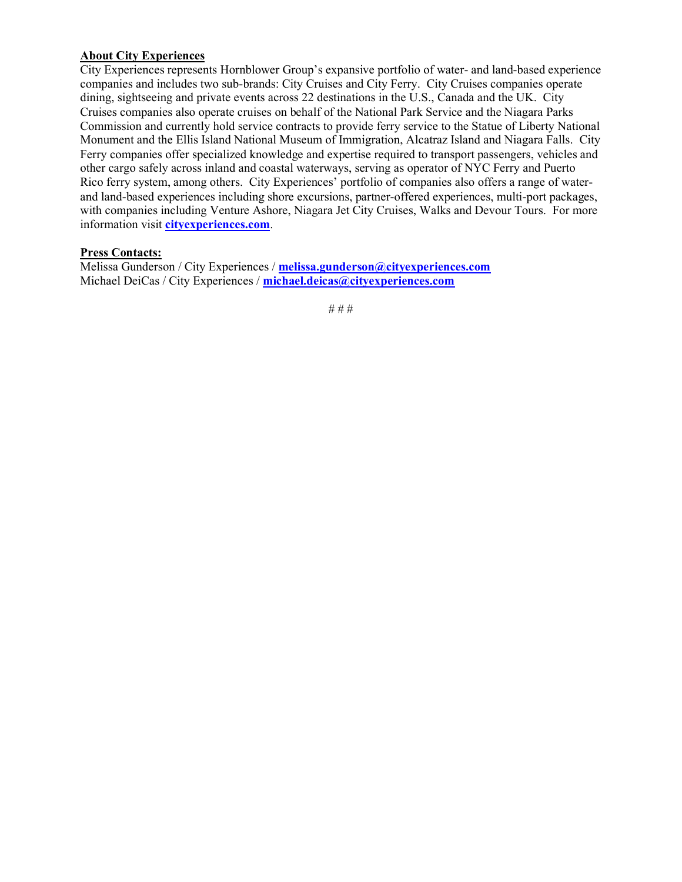**About City Experiences**

City Experiences represents Hornblower Group's expansive portfolio of water- and land-based experience companies and includes two sub-brands: City Cruises and City Ferry. City Cruises companies operate dining, sightseeing and private events across 22 destinations in the U.S., Canada and the UK. City Cruises companies also operate cruises on behalf of the National Park Service and the Niagara Parks Commission and currently hold service contracts to provide ferry service to the Statue of Liberty National Monument and the Ellis Island National Museum of Immigration, Alcatraz Island and Niagara Falls. City Ferry companies offer specialized knowledge and expertise required to transport passengers, vehicles and other cargo safely across inland and coastal waterways, serving as operator of NYC Ferry and Puerto Rico ferry system, among others. City Experiences' portfolio of companies also offers a range of water- and land-based experiences including shore excursions, partner-offered experiences, multi-port packages, with companies including Venture Ashore, Niagara Jet City Cruises, Walks and Devour Tours. For more information visit **cityexperiences.com**.

**Press Contacts:**

Melissa Gunderson / City Experiences / **melissa.gunderson@cityexperiences.com**
Michael DeiCas / City Experiences / **michael.deicas@cityexperiences.com**

# # #